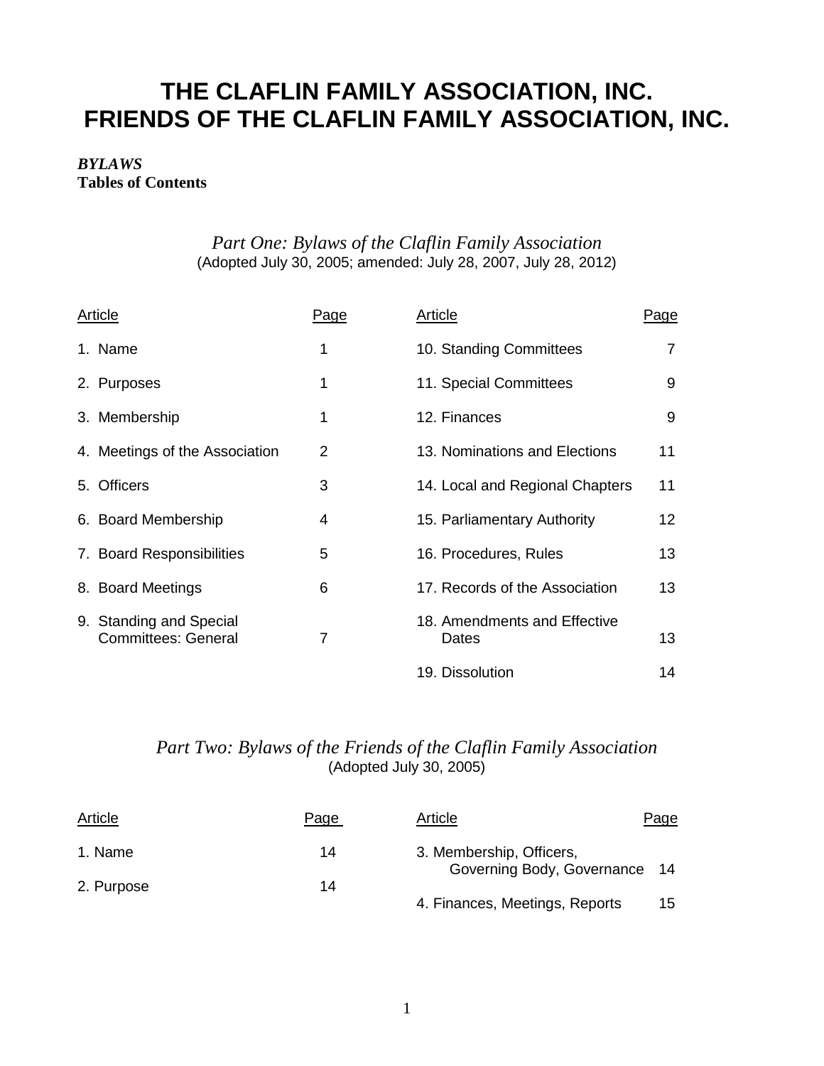# THE CLAFLIN FAMILY ASSOCIATION, INC.
# FRIENDS OF THE CLAFLIN FAMILY ASSOCIATION, INC.

***BYLAWS***
**Tables of Contents**

## *Part One: Bylaws of the Claflin Family Association*

(Adopted July 30, 2005; amended: July 28, 2007, July 28, 2012)

| Article | Page | Article | Page |
|---|---|---|---|
| 1. Name | 1 | 10. Standing Committees | 7 |
| 2. Purposes | 1 | 11. Special Committees | 9 |
| 3. Membership | 1 | 12. Finances | 9 |
| 4. Meetings of the Association | 2 | 13. Nominations and Elections | 11 |
| 5. Officers | 3 | 14. Local and Regional Chapters | 11 |
| 6. Board Membership | 4 | 15. Parliamentary Authority | 12 |
| 7. Board Responsibilities | 5 | 16. Procedures, Rules | 13 |
| 8. Board Meetings | 6 | 17. Records of the Association | 13 |
| 9. Standing and Special Committees: General | 7 | 18. Amendments and Effective Dates | 13 |
| | | 19. Dissolution | 14 |

## *Part Two: Bylaws of the Friends of the Claflin Family Association*

(Adopted July 30, 2005)

| Article | Page | Article | Page |
|---|---|---|---|
| 1. Name | 14 | 3. Membership, Officers, Governing Body, Governance | 14 |
| 2. Purpose | 14 | 4. Finances, Meetings, Reports | 15 |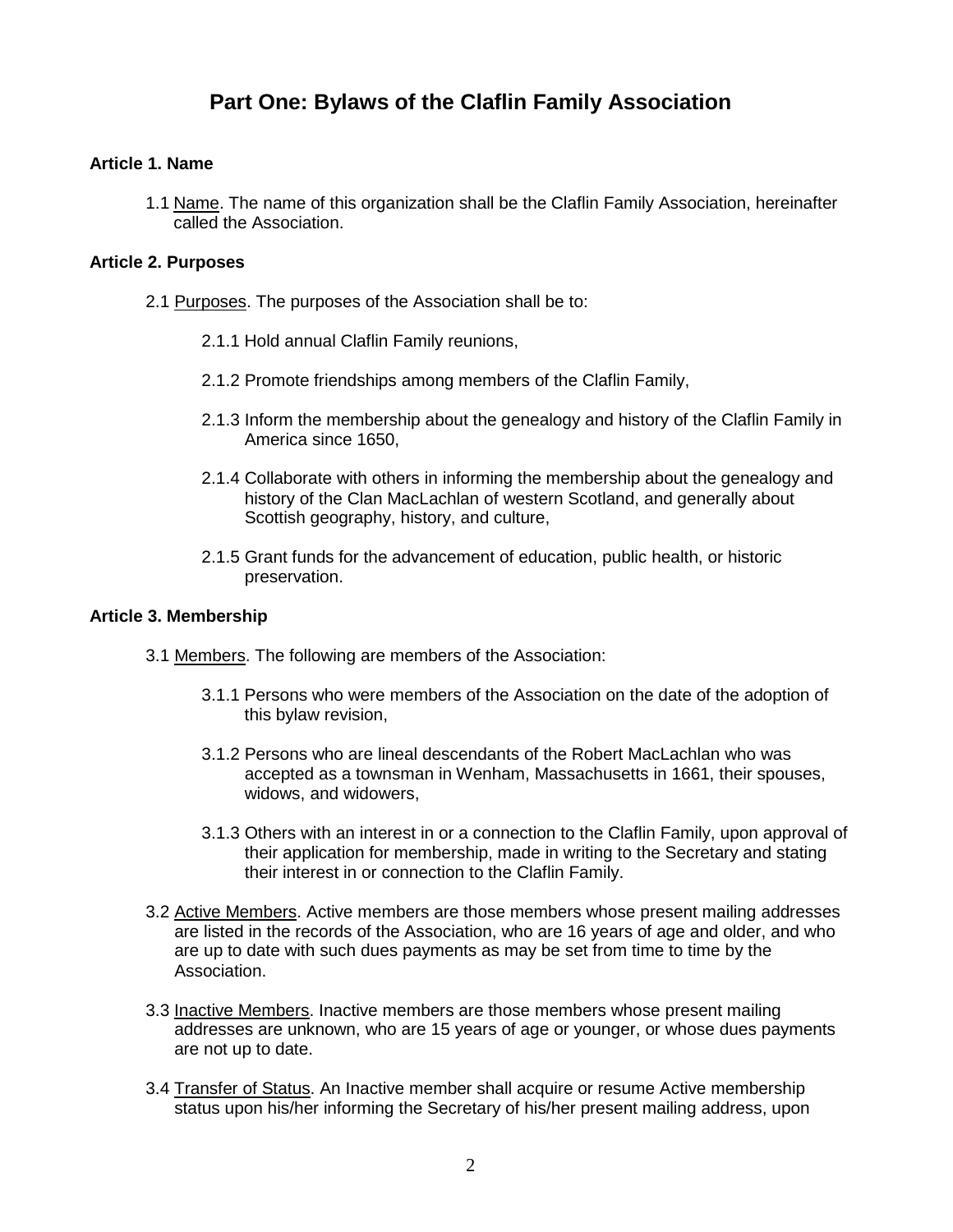# Part One: Bylaws of the Claflin Family Association

### Article 1. Name

1.1 Name. The name of this organization shall be the Claflin Family Association, hereinafter called the Association.

### Article 2. Purposes

2.1 Purposes. The purposes of the Association shall be to:

2.1.1 Hold annual Claflin Family reunions,

2.1.2 Promote friendships among members of the Claflin Family,

2.1.3 Inform the membership about the genealogy and history of the Claflin Family in America since 1650,

2.1.4 Collaborate with others in informing the membership about the genealogy and history of the Clan MacLachlan of western Scotland, and generally about Scottish geography, history, and culture,

2.1.5 Grant funds for the advancement of education, public health, or historic preservation.

### Article 3. Membership

3.1 Members. The following are members of the Association:

3.1.1 Persons who were members of the Association on the date of the adoption of this bylaw revision,

3.1.2 Persons who are lineal descendants of the Robert MacLachlan who was accepted as a townsman in Wenham, Massachusetts in 1661, their spouses, widows, and widowers,

3.1.3 Others with an interest in or a connection to the Claflin Family, upon approval of their application for membership, made in writing to the Secretary and stating their interest in or connection to the Claflin Family.

3.2 Active Members. Active members are those members whose present mailing addresses are listed in the records of the Association, who are 16 years of age and older, and who are up to date with such dues payments as may be set from time to time by the Association.

3.3 Inactive Members. Inactive members are those members whose present mailing addresses are unknown, who are 15 years of age or younger, or whose dues payments are not up to date.

3.4 Transfer of Status. An Inactive member shall acquire or resume Active membership status upon his/her informing the Secretary of his/her present mailing address, upon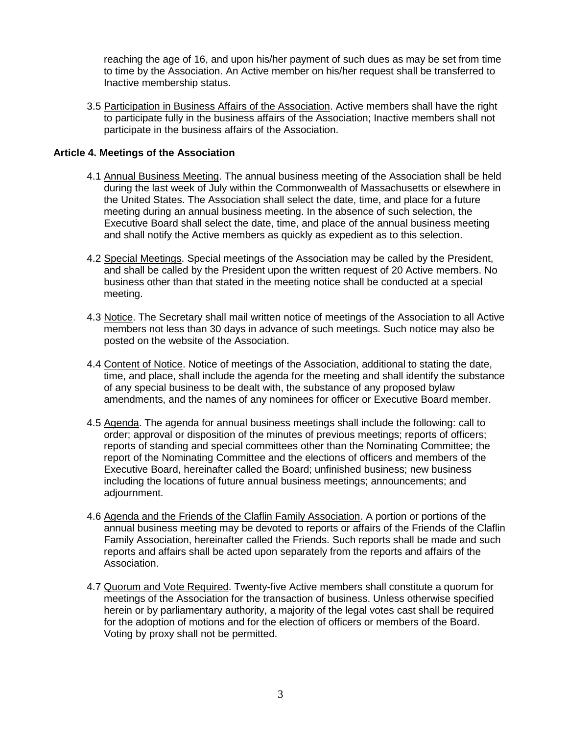reaching the age of 16, and upon his/her payment of such dues as may be set from time to time by the Association. An Active member on his/her request shall be transferred to Inactive membership status.

3.5 Participation in Business Affairs of the Association. Active members shall have the right to participate fully in the business affairs of the Association; Inactive members shall not participate in the business affairs of the Association.

**Article 4. Meetings of the Association**

4.1 Annual Business Meeting. The annual business meeting of the Association shall be held during the last week of July within the Commonwealth of Massachusetts or elsewhere in the United States. The Association shall select the date, time, and place for a future meeting during an annual business meeting. In the absence of such selection, the Executive Board shall select the date, time, and place of the annual business meeting and shall notify the Active members as quickly as expedient as to this selection.

4.2 Special Meetings. Special meetings of the Association may be called by the President, and shall be called by the President upon the written request of 20 Active members. No business other than that stated in the meeting notice shall be conducted at a special meeting.

4.3 Notice. The Secretary shall mail written notice of meetings of the Association to all Active members not less than 30 days in advance of such meetings. Such notice may also be posted on the website of the Association.

4.4 Content of Notice. Notice of meetings of the Association, additional to stating the date, time, and place, shall include the agenda for the meeting and shall identify the substance of any special business to be dealt with, the substance of any proposed bylaw amendments, and the names of any nominees for officer or Executive Board member.

4.5 Agenda. The agenda for annual business meetings shall include the following: call to order; approval or disposition of the minutes of previous meetings; reports of officers; reports of standing and special committees other than the Nominating Committee; the report of the Nominating Committee and the elections of officers and members of the Executive Board, hereinafter called the Board; unfinished business; new business including the locations of future annual business meetings; announcements; and adjournment.

4.6 Agenda and the Friends of the Claflin Family Association. A portion or portions of the annual business meeting may be devoted to reports or affairs of the Friends of the Claflin Family Association, hereinafter called the Friends. Such reports shall be made and such reports and affairs shall be acted upon separately from the reports and affairs of the Association.

4.7 Quorum and Vote Required. Twenty-five Active members shall constitute a quorum for meetings of the Association for the transaction of business. Unless otherwise specified herein or by parliamentary authority, a majority of the legal votes cast shall be required for the adoption of motions and for the election of officers or members of the Board. Voting by proxy shall not be permitted.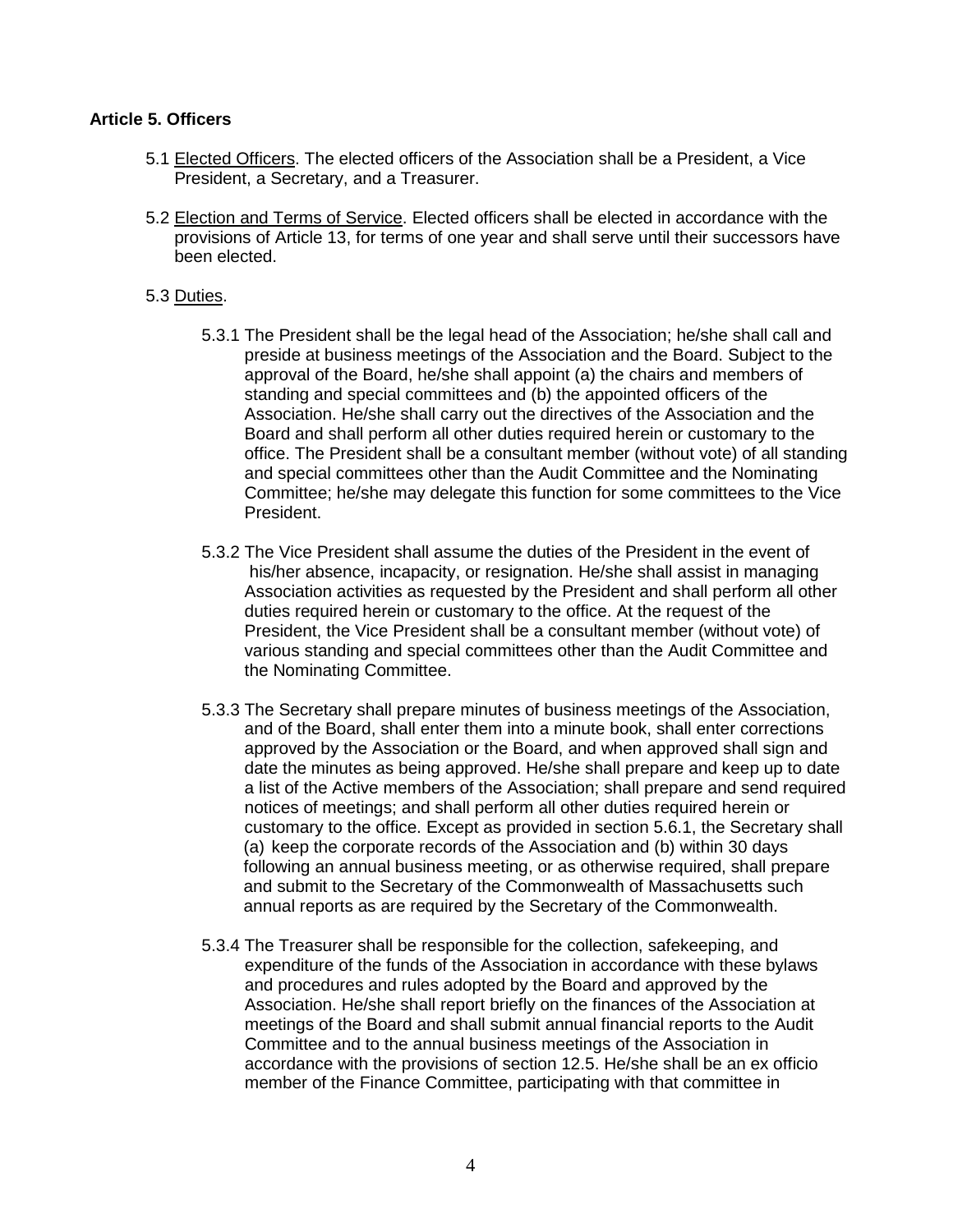## Article 5. Officers

5.1 <u>Elected Officers</u>. The elected officers of the Association shall be a President, a Vice President, a Secretary, and a Treasurer.

5.2 <u>Election and Terms of Service</u>. Elected officers shall be elected in accordance with the provisions of Article 13, for terms of one year and shall serve until their successors have been elected.

5.3 <u>Duties</u>.

5.3.1 The President shall be the legal head of the Association; he/she shall call and preside at business meetings of the Association and the Board. Subject to the approval of the Board, he/she shall appoint (a) the chairs and members of standing and special committees and (b) the appointed officers of the Association. He/she shall carry out the directives of the Association and the Board and shall perform all other duties required herein or customary to the office. The President shall be a consultant member (without vote) of all standing and special committees other than the Audit Committee and the Nominating Committee; he/she may delegate this function for some committees to the Vice President.

5.3.2 The Vice President shall assume the duties of the President in the event of his/her absence, incapacity, or resignation. He/she shall assist in managing Association activities as requested by the President and shall perform all other duties required herein or customary to the office. At the request of the President, the Vice President shall be a consultant member (without vote) of various standing and special committees other than the Audit Committee and the Nominating Committee.

5.3.3 The Secretary shall prepare minutes of business meetings of the Association, and of the Board, shall enter them into a minute book, shall enter corrections approved by the Association or the Board, and when approved shall sign and date the minutes as being approved. He/she shall prepare and keep up to date a list of the Active members of the Association; shall prepare and send required notices of meetings; and shall perform all other duties required herein or customary to the office. Except as provided in section 5.6.1, the Secretary shall (a) keep the corporate records of the Association and (b) within 30 days following an annual business meeting, or as otherwise required, shall prepare and submit to the Secretary of the Commonwealth of Massachusetts such annual reports as are required by the Secretary of the Commonwealth.

5.3.4 The Treasurer shall be responsible for the collection, safekeeping, and expenditure of the funds of the Association in accordance with these bylaws and procedures and rules adopted by the Board and approved by the Association. He/she shall report briefly on the finances of the Association at meetings of the Board and shall submit annual financial reports to the Audit Committee and to the annual business meetings of the Association in accordance with the provisions of section 12.5. He/she shall be an ex officio member of the Finance Committee, participating with that committee in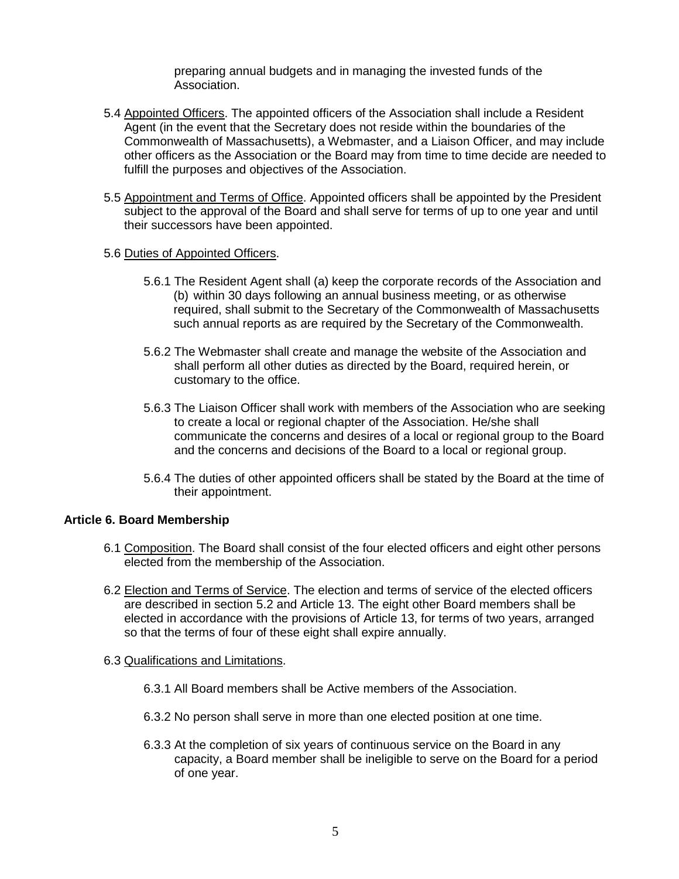preparing annual budgets and in managing the invested funds of the Association.

5.4 Appointed Officers. The appointed officers of the Association shall include a Resident Agent (in the event that the Secretary does not reside within the boundaries of the Commonwealth of Massachusetts), a Webmaster, and a Liaison Officer, and may include other officers as the Association or the Board may from time to time decide are needed to fulfill the purposes and objectives of the Association.

5.5 Appointment and Terms of Office. Appointed officers shall be appointed by the President subject to the approval of the Board and shall serve for terms of up to one year and until their successors have been appointed.

5.6 Duties of Appointed Officers.

5.6.1 The Resident Agent shall (a) keep the corporate records of the Association and (b) within 30 days following an annual business meeting, or as otherwise required, shall submit to the Secretary of the Commonwealth of Massachusetts such annual reports as are required by the Secretary of the Commonwealth.

5.6.2 The Webmaster shall create and manage the website of the Association and shall perform all other duties as directed by the Board, required herein, or customary to the office.

5.6.3 The Liaison Officer shall work with members of the Association who are seeking to create a local or regional chapter of the Association. He/she shall communicate the concerns and desires of a local or regional group to the Board and the concerns and decisions of the Board to a local or regional group.

5.6.4 The duties of other appointed officers shall be stated by the Board at the time of their appointment.

## Article 6. Board Membership

6.1 Composition. The Board shall consist of the four elected officers and eight other persons elected from the membership of the Association.

6.2 Election and Terms of Service. The election and terms of service of the elected officers are described in section 5.2 and Article 13. The eight other Board members shall be elected in accordance with the provisions of Article 13, for terms of two years, arranged so that the terms of four of these eight shall expire annually.

6.3 Qualifications and Limitations.

6.3.1 All Board members shall be Active members of the Association.

6.3.2 No person shall serve in more than one elected position at one time.

6.3.3 At the completion of six years of continuous service on the Board in any capacity, a Board member shall be ineligible to serve on the Board for a period of one year.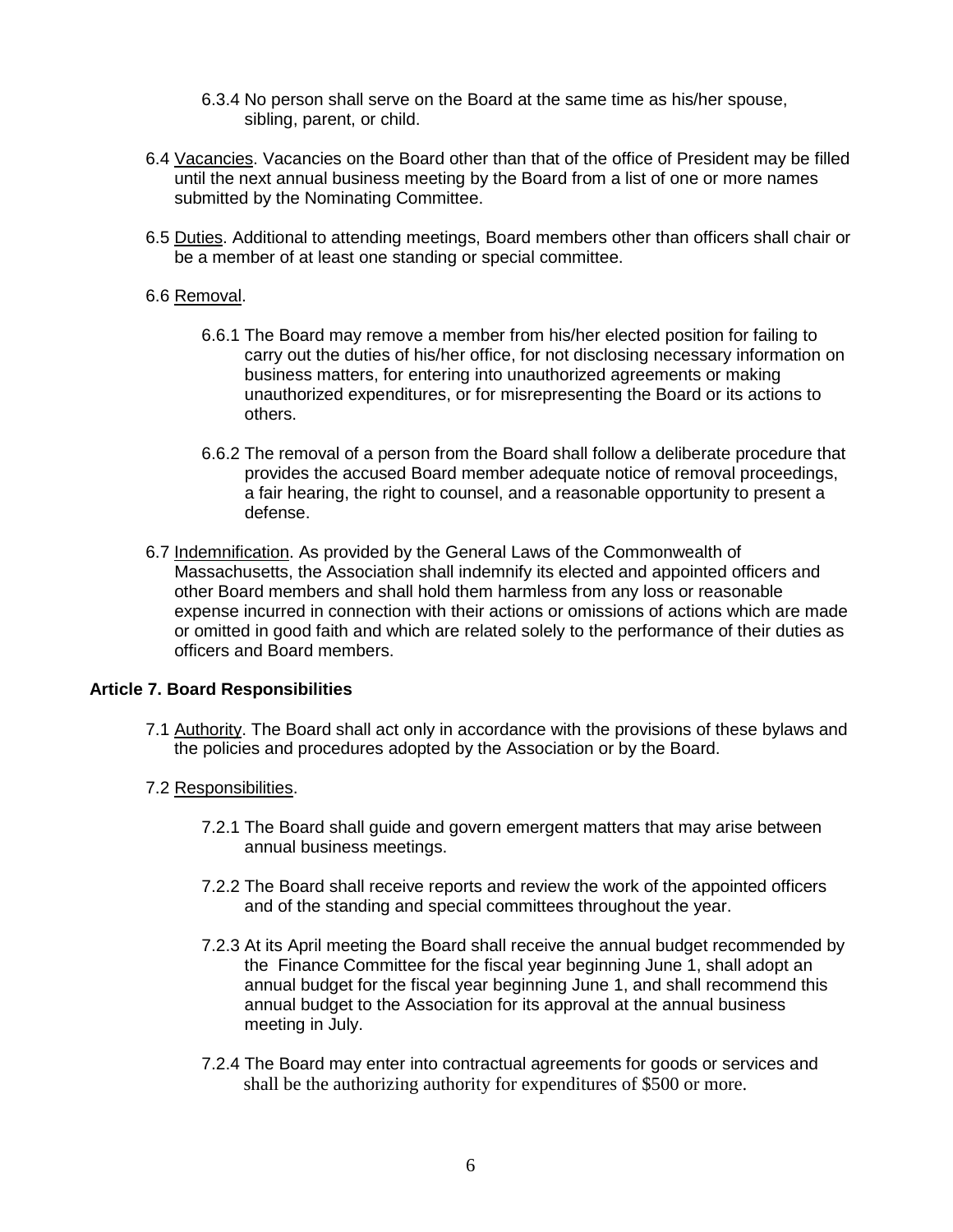6.3.4 No person shall serve on the Board at the same time as his/her spouse, sibling, parent, or child.

6.4 Vacancies. Vacancies on the Board other than that of the office of President may be filled until the next annual business meeting by the Board from a list of one or more names submitted by the Nominating Committee.

6.5 Duties. Additional to attending meetings, Board members other than officers shall chair or be a member of at least one standing or special committee.

6.6 Removal.

6.6.1 The Board may remove a member from his/her elected position for failing to carry out the duties of his/her office, for not disclosing necessary information on business matters, for entering into unauthorized agreements or making unauthorized expenditures, or for misrepresenting the Board or its actions to others.

6.6.2 The removal of a person from the Board shall follow a deliberate procedure that provides the accused Board member adequate notice of removal proceedings, a fair hearing, the right to counsel, and a reasonable opportunity to present a defense.

6.7 Indemnification. As provided by the General Laws of the Commonwealth of Massachusetts, the Association shall indemnify its elected and appointed officers and other Board members and shall hold them harmless from any loss or reasonable expense incurred in connection with their actions or omissions of actions which are made or omitted in good faith and which are related solely to the performance of their duties as officers and Board members.

## Article 7. Board Responsibilities

7.1 Authority. The Board shall act only in accordance with the provisions of these bylaws and the policies and procedures adopted by the Association or by the Board.

7.2 Responsibilities.

7.2.1 The Board shall guide and govern emergent matters that may arise between annual business meetings.

7.2.2 The Board shall receive reports and review the work of the appointed officers and of the standing and special committees throughout the year.

7.2.3 At its April meeting the Board shall receive the annual budget recommended by the Finance Committee for the fiscal year beginning June 1, shall adopt an annual budget for the fiscal year beginning June 1, and shall recommend this annual budget to the Association for its approval at the annual business meeting in July.

7.2.4 The Board may enter into contractual agreements for goods or services and shall be the authorizing authority for expenditures of $500 or more.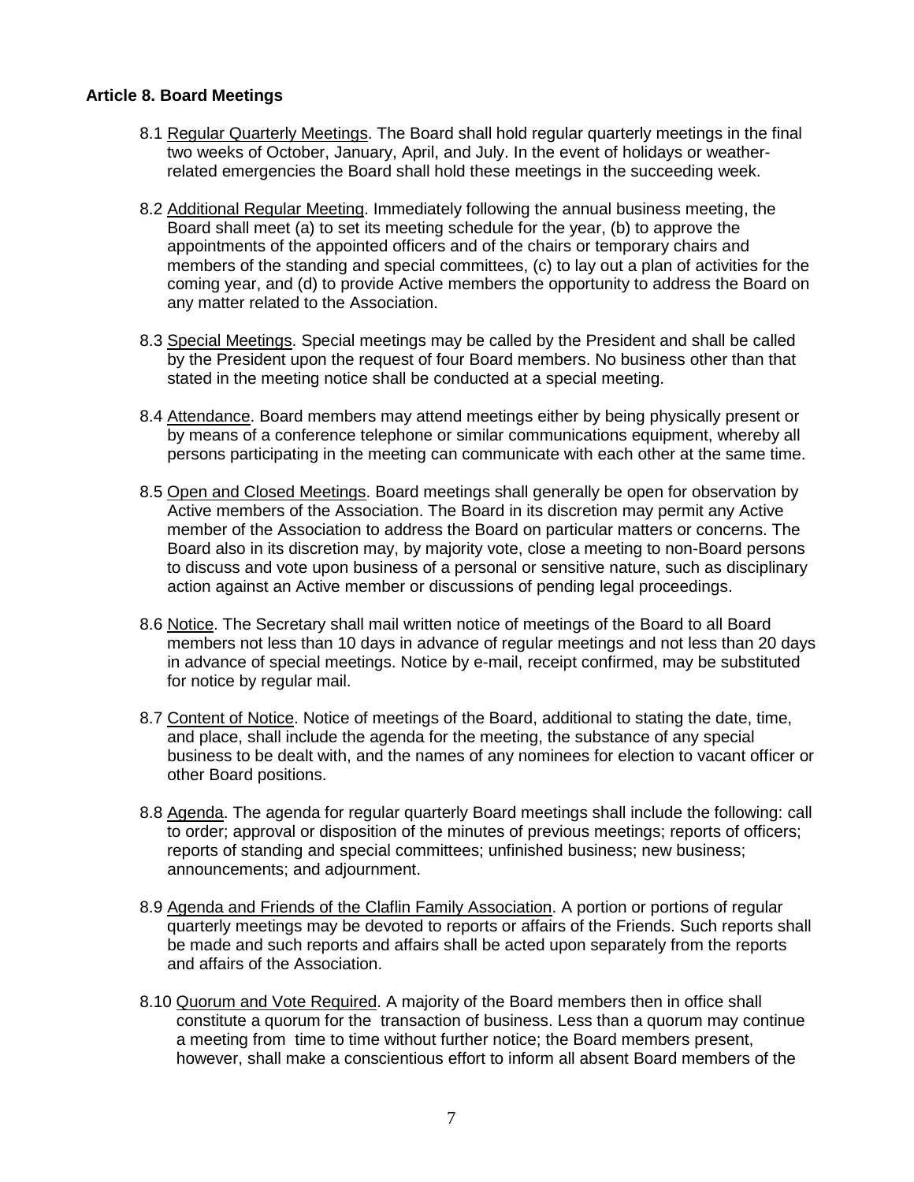**Article 8. Board Meetings**

8.1 Regular Quarterly Meetings. The Board shall hold regular quarterly meetings in the final two weeks of October, January, April, and July. In the event of holidays or weather-related emergencies the Board shall hold these meetings in the succeeding week.

8.2 Additional Regular Meeting. Immediately following the annual business meeting, the Board shall meet (a) to set its meeting schedule for the year, (b) to approve the appointments of the appointed officers and of the chairs or temporary chairs and members of the standing and special committees, (c) to lay out a plan of activities for the coming year, and (d) to provide Active members the opportunity to address the Board on any matter related to the Association.

8.3 Special Meetings. Special meetings may be called by the President and shall be called by the President upon the request of four Board members. No business other than that stated in the meeting notice shall be conducted at a special meeting.

8.4 Attendance. Board members may attend meetings either by being physically present or by means of a conference telephone or similar communications equipment, whereby all persons participating in the meeting can communicate with each other at the same time.

8.5 Open and Closed Meetings. Board meetings shall generally be open for observation by Active members of the Association. The Board in its discretion may permit any Active member of the Association to address the Board on particular matters or concerns. The Board also in its discretion may, by majority vote, close a meeting to non-Board persons to discuss and vote upon business of a personal or sensitive nature, such as disciplinary action against an Active member or discussions of pending legal proceedings.

8.6 Notice. The Secretary shall mail written notice of meetings of the Board to all Board members not less than 10 days in advance of regular meetings and not less than 20 days in advance of special meetings. Notice by e-mail, receipt confirmed, may be substituted for notice by regular mail.

8.7 Content of Notice. Notice of meetings of the Board, additional to stating the date, time, and place, shall include the agenda for the meeting, the substance of any special business to be dealt with, and the names of any nominees for election to vacant officer or other Board positions.

8.8 Agenda. The agenda for regular quarterly Board meetings shall include the following: call to order; approval or disposition of the minutes of previous meetings; reports of officers; reports of standing and special committees; unfinished business; new business; announcements; and adjournment.

8.9 Agenda and Friends of the Claflin Family Association. A portion or portions of regular quarterly meetings may be devoted to reports or affairs of the Friends. Such reports shall be made and such reports and affairs shall be acted upon separately from the reports and affairs of the Association.

8.10 Quorum and Vote Required. A majority of the Board members then in office shall constitute a quorum for the transaction of business. Less than a quorum may continue a meeting from time to time without further notice; the Board members present, however, shall make a conscientious effort to inform all absent Board members of the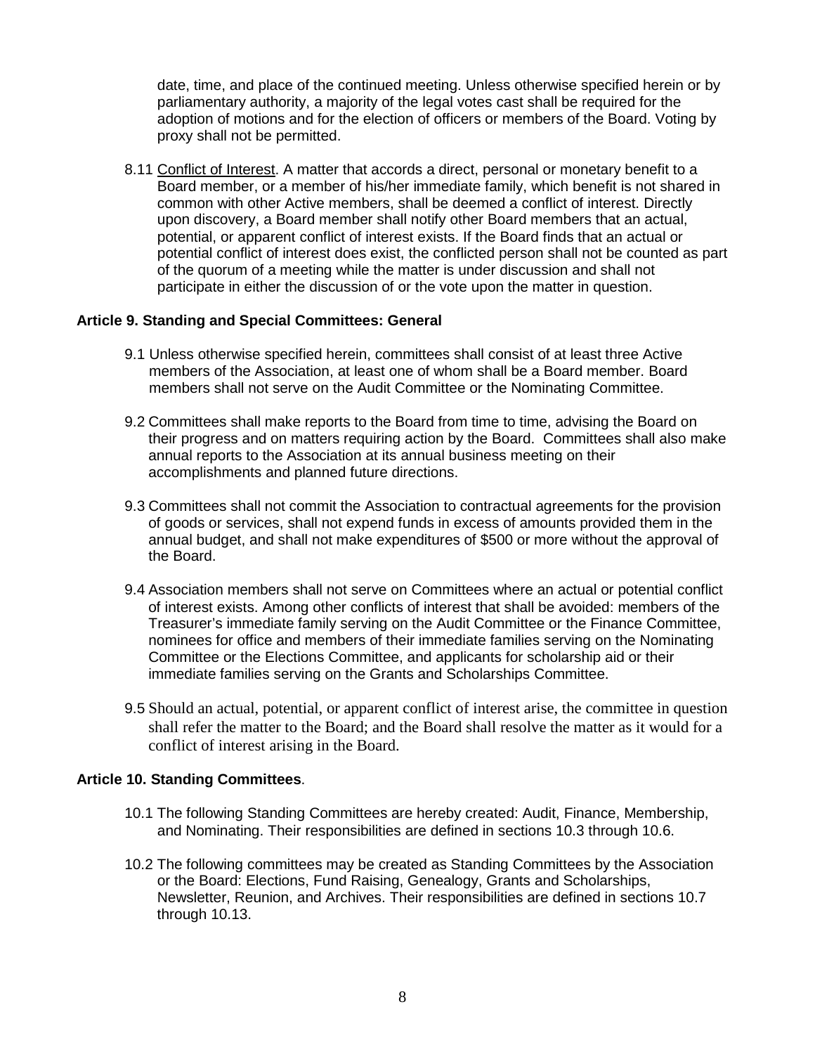date, time, and place of the continued meeting. Unless otherwise specified herein or by parliamentary authority, a majority of the legal votes cast shall be required for the adoption of motions and for the election of officers or members of the Board. Voting by proxy shall not be permitted.

8.11 Conflict of Interest. A matter that accords a direct, personal or monetary benefit to a Board member, or a member of his/her immediate family, which benefit is not shared in common with other Active members, shall be deemed a conflict of interest. Directly upon discovery, a Board member shall notify other Board members that an actual, potential, or apparent conflict of interest exists. If the Board finds that an actual or potential conflict of interest does exist, the conflicted person shall not be counted as part of the quorum of a meeting while the matter is under discussion and shall not participate in either the discussion of or the vote upon the matter in question.

**Article 9. Standing and Special Committees: General**

9.1 Unless otherwise specified herein, committees shall consist of at least three Active members of the Association, at least one of whom shall be a Board member. Board members shall not serve on the Audit Committee or the Nominating Committee.

9.2 Committees shall make reports to the Board from time to time, advising the Board on their progress and on matters requiring action by the Board. Committees shall also make annual reports to the Association at its annual business meeting on their accomplishments and planned future directions.

9.3 Committees shall not commit the Association to contractual agreements for the provision of goods or services, shall not expend funds in excess of amounts provided them in the annual budget, and shall not make expenditures of $500 or more without the approval of the Board.

9.4 Association members shall not serve on Committees where an actual or potential conflict of interest exists. Among other conflicts of interest that shall be avoided: members of the Treasurer's immediate family serving on the Audit Committee or the Finance Committee, nominees for office and members of their immediate families serving on the Nominating Committee or the Elections Committee, and applicants for scholarship aid or their immediate families serving on the Grants and Scholarships Committee.

9.5 Should an actual, potential, or apparent conflict of interest arise, the committee in question shall refer the matter to the Board; and the Board shall resolve the matter as it would for a conflict of interest arising in the Board.

**Article 10. Standing Committees**.

10.1 The following Standing Committees are hereby created: Audit, Finance, Membership, and Nominating. Their responsibilities are defined in sections 10.3 through 10.6.

10.2 The following committees may be created as Standing Committees by the Association or the Board: Elections, Fund Raising, Genealogy, Grants and Scholarships, Newsletter, Reunion, and Archives. Their responsibilities are defined in sections 10.7 through 10.13.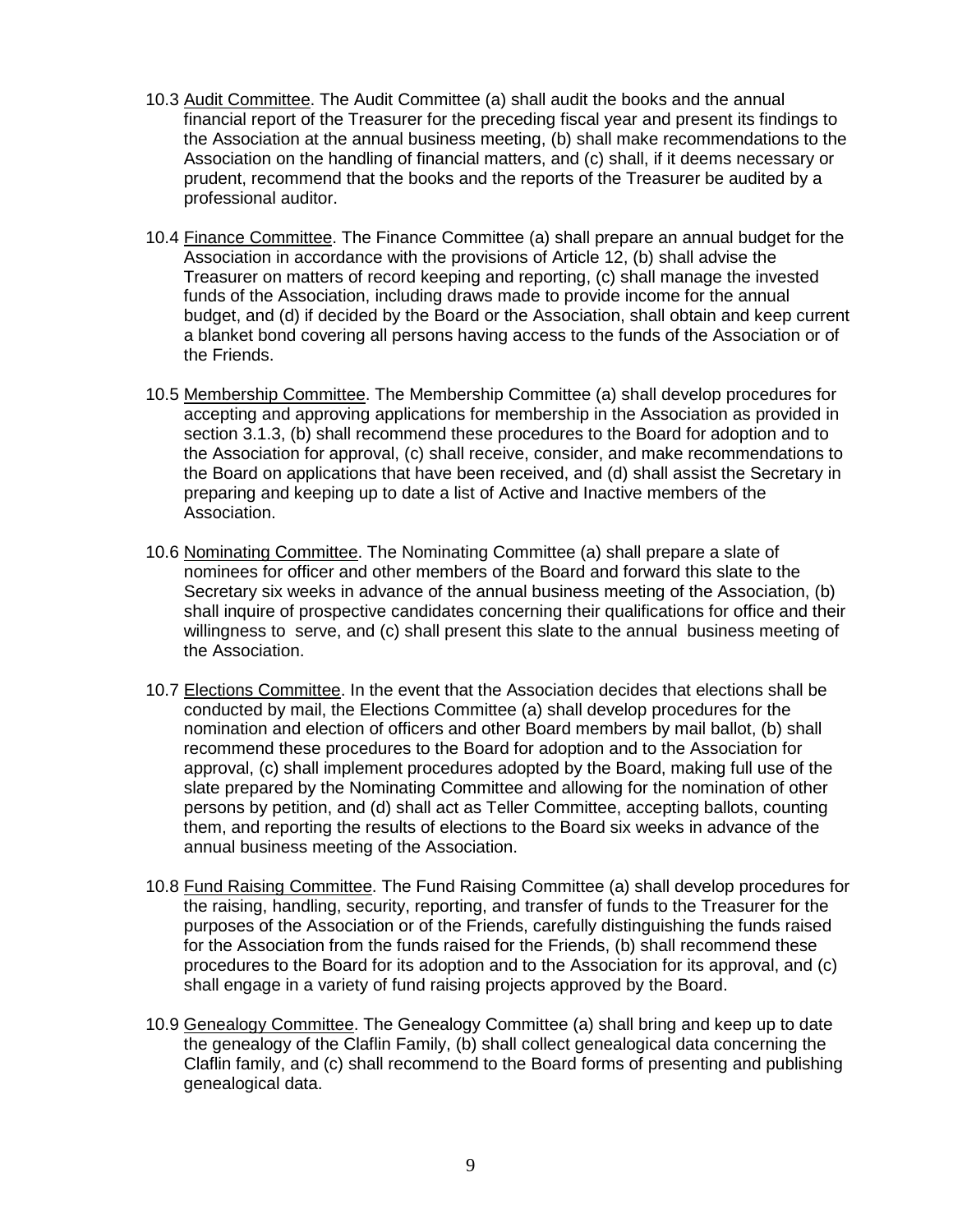10.3 <u>Audit Committee</u>. The Audit Committee (a) shall audit the books and the annual financial report of the Treasurer for the preceding fiscal year and present its findings to the Association at the annual business meeting, (b) shall make recommendations to the Association on the handling of financial matters, and (c) shall, if it deems necessary or prudent, recommend that the books and the reports of the Treasurer be audited by a professional auditor.

10.4 <u>Finance Committee</u>. The Finance Committee (a) shall prepare an annual budget for the Association in accordance with the provisions of Article 12, (b) shall advise the Treasurer on matters of record keeping and reporting, (c) shall manage the invested funds of the Association, including draws made to provide income for the annual budget, and (d) if decided by the Board or the Association, shall obtain and keep current a blanket bond covering all persons having access to the funds of the Association or of the Friends.

10.5 <u>Membership Committee</u>. The Membership Committee (a) shall develop procedures for accepting and approving applications for membership in the Association as provided in section 3.1.3, (b) shall recommend these procedures to the Board for adoption and to the Association for approval, (c) shall receive, consider, and make recommendations to the Board on applications that have been received, and (d) shall assist the Secretary in preparing and keeping up to date a list of Active and Inactive members of the Association.

10.6 <u>Nominating Committee</u>. The Nominating Committee (a) shall prepare a slate of nominees for officer and other members of the Board and forward this slate to the Secretary six weeks in advance of the annual business meeting of the Association, (b) shall inquire of prospective candidates concerning their qualifications for office and their willingness to serve, and (c) shall present this slate to the annual business meeting of the Association.

10.7 <u>Elections Committee</u>. In the event that the Association decides that elections shall be conducted by mail, the Elections Committee (a) shall develop procedures for the nomination and election of officers and other Board members by mail ballot, (b) shall recommend these procedures to the Board for adoption and to the Association for approval, (c) shall implement procedures adopted by the Board, making full use of the slate prepared by the Nominating Committee and allowing for the nomination of other persons by petition, and (d) shall act as Teller Committee, accepting ballots, counting them, and reporting the results of elections to the Board six weeks in advance of the annual business meeting of the Association.

10.8 <u>Fund Raising Committee</u>. The Fund Raising Committee (a) shall develop procedures for the raising, handling, security, reporting, and transfer of funds to the Treasurer for the purposes of the Association or of the Friends, carefully distinguishing the funds raised for the Association from the funds raised for the Friends, (b) shall recommend these procedures to the Board for its adoption and to the Association for its approval, and (c) shall engage in a variety of fund raising projects approved by the Board.

10.9 <u>Genealogy Committee</u>. The Genealogy Committee (a) shall bring and keep up to date the genealogy of the Claflin Family, (b) shall collect genealogical data concerning the Claflin family, and (c) shall recommend to the Board forms of presenting and publishing genealogical data.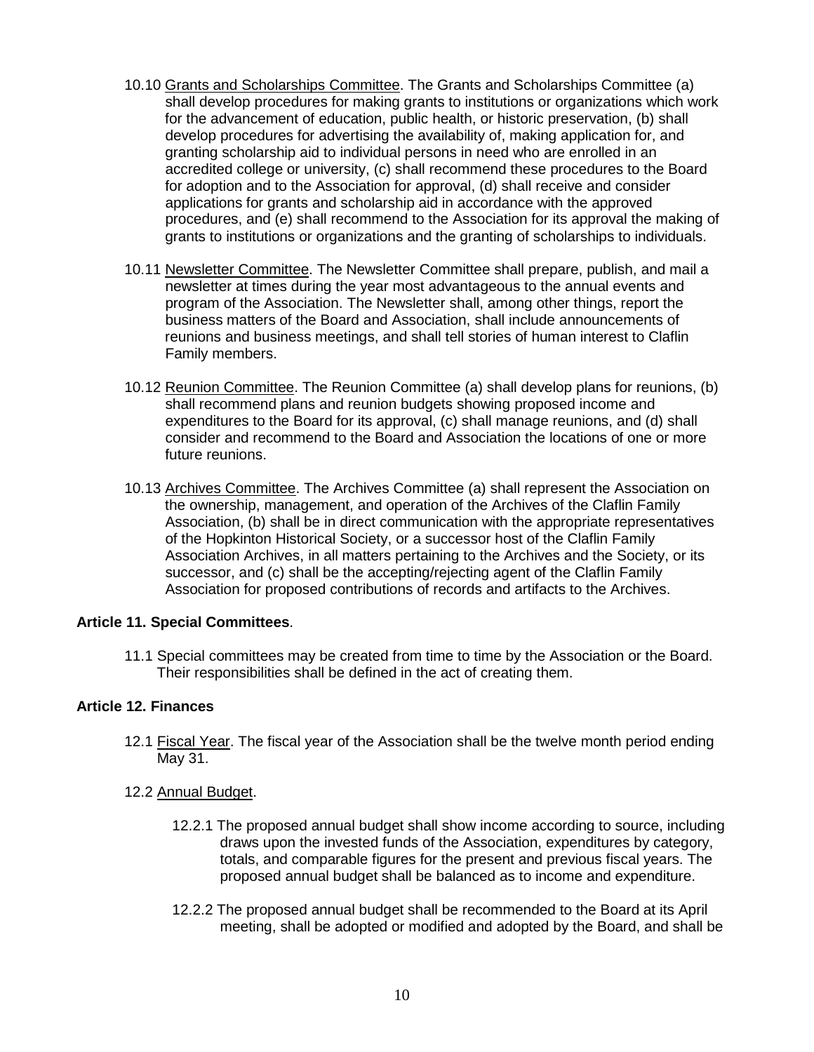10.10 Grants and Scholarships Committee. The Grants and Scholarships Committee (a) shall develop procedures for making grants to institutions or organizations which work for the advancement of education, public health, or historic preservation, (b) shall develop procedures for advertising the availability of, making application for, and granting scholarship aid to individual persons in need who are enrolled in an accredited college or university, (c) shall recommend these procedures to the Board for adoption and to the Association for approval, (d) shall receive and consider applications for grants and scholarship aid in accordance with the approved procedures, and (e) shall recommend to the Association for its approval the making of grants to institutions or organizations and the granting of scholarships to individuals.

10.11 Newsletter Committee. The Newsletter Committee shall prepare, publish, and mail a newsletter at times during the year most advantageous to the annual events and program of the Association. The Newsletter shall, among other things, report the business matters of the Board and Association, shall include announcements of reunions and business meetings, and shall tell stories of human interest to Claflin Family members.

10.12 Reunion Committee. The Reunion Committee (a) shall develop plans for reunions, (b) shall recommend plans and reunion budgets showing proposed income and expenditures to the Board for its approval, (c) shall manage reunions, and (d) shall consider and recommend to the Board and Association the locations of one or more future reunions.

10.13 Archives Committee. The Archives Committee (a) shall represent the Association on the ownership, management, and operation of the Archives of the Claflin Family Association, (b) shall be in direct communication with the appropriate representatives of the Hopkinton Historical Society, or a successor host of the Claflin Family Association Archives, in all matters pertaining to the Archives and the Society, or its successor, and (c) shall be the accepting/rejecting agent of the Claflin Family Association for proposed contributions of records and artifacts to the Archives.

**Article 11. Special Committees**.

11.1 Special committees may be created from time to time by the Association or the Board. Their responsibilities shall be defined in the act of creating them.

**Article 12. Finances**

12.1 Fiscal Year. The fiscal year of the Association shall be the twelve month period ending May 31.

12.2 Annual Budget.

12.2.1 The proposed annual budget shall show income according to source, including draws upon the invested funds of the Association, expenditures by category, totals, and comparable figures for the present and previous fiscal years. The proposed annual budget shall be balanced as to income and expenditure.

12.2.2 The proposed annual budget shall be recommended to the Board at its April meeting, shall be adopted or modified and adopted by the Board, and shall be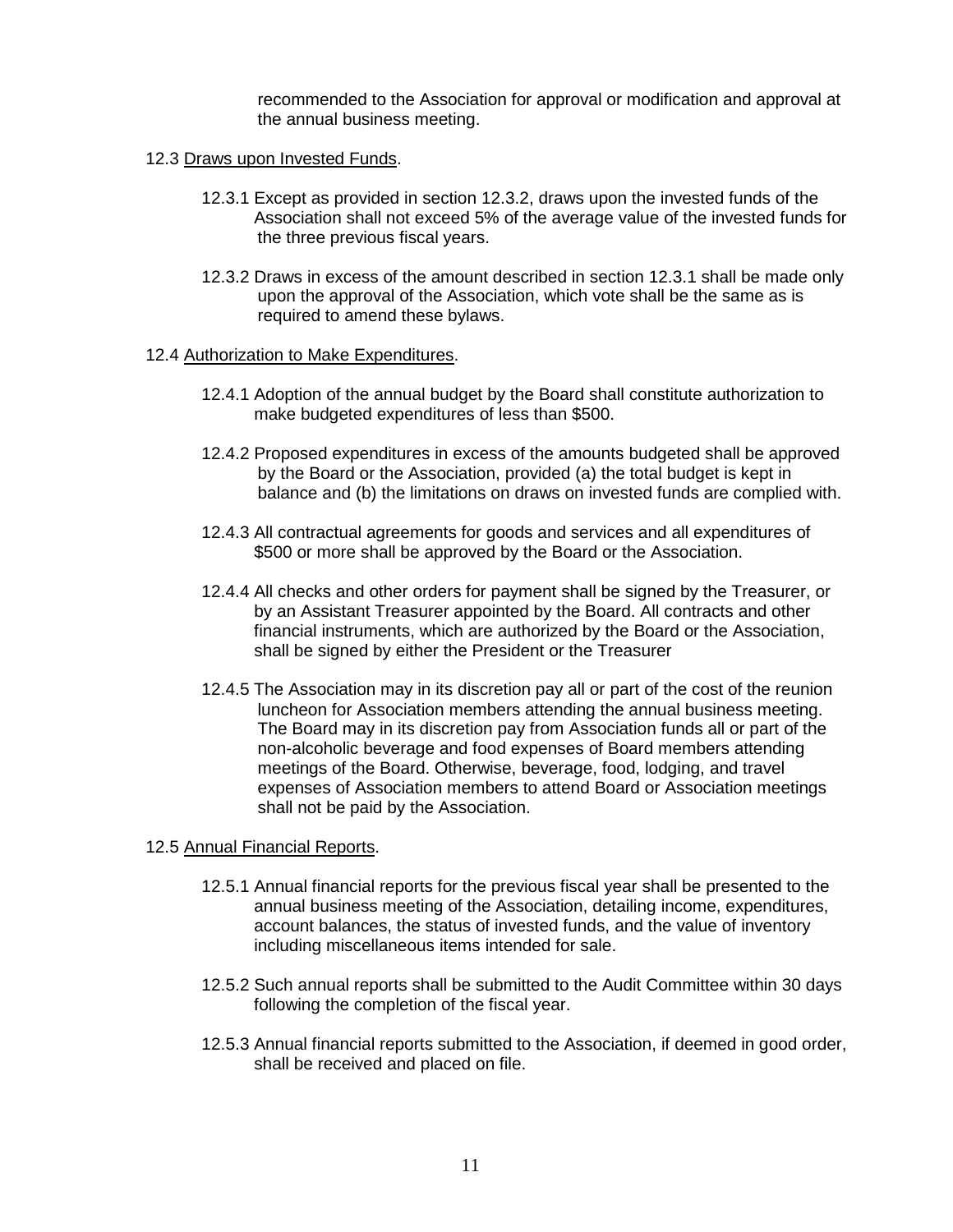recommended to the Association for approval or modification and approval at the annual business meeting.

12.3 <u>Draws upon Invested Funds</u>.

12.3.1 Except as provided in section 12.3.2, draws upon the invested funds of the Association shall not exceed 5% of the average value of the invested funds for the three previous fiscal years.

12.3.2 Draws in excess of the amount described in section 12.3.1 shall be made only upon the approval of the Association, which vote shall be the same as is required to amend these bylaws.

12.4 <u>Authorization to Make Expenditures</u>.

12.4.1 Adoption of the annual budget by the Board shall constitute authorization to make budgeted expenditures of less than $500.

12.4.2 Proposed expenditures in excess of the amounts budgeted shall be approved by the Board or the Association, provided (a) the total budget is kept in balance and (b) the limitations on draws on invested funds are complied with.

12.4.3 All contractual agreements for goods and services and all expenditures of $500 or more shall be approved by the Board or the Association.

12.4.4 All checks and other orders for payment shall be signed by the Treasurer, or by an Assistant Treasurer appointed by the Board. All contracts and other financial instruments, which are authorized by the Board or the Association, shall be signed by either the President or the Treasurer

12.4.5 The Association may in its discretion pay all or part of the cost of the reunion luncheon for Association members attending the annual business meeting. The Board may in its discretion pay from Association funds all or part of the non-alcoholic beverage and food expenses of Board members attending meetings of the Board. Otherwise, beverage, food, lodging, and travel expenses of Association members to attend Board or Association meetings shall not be paid by the Association.

12.5 <u>Annual Financial Reports</u>.

12.5.1 Annual financial reports for the previous fiscal year shall be presented to the annual business meeting of the Association, detailing income, expenditures, account balances, the status of invested funds, and the value of inventory including miscellaneous items intended for sale.

12.5.2 Such annual reports shall be submitted to the Audit Committee within 30 days following the completion of the fiscal year.

12.5.3 Annual financial reports submitted to the Association, if deemed in good order, shall be received and placed on file.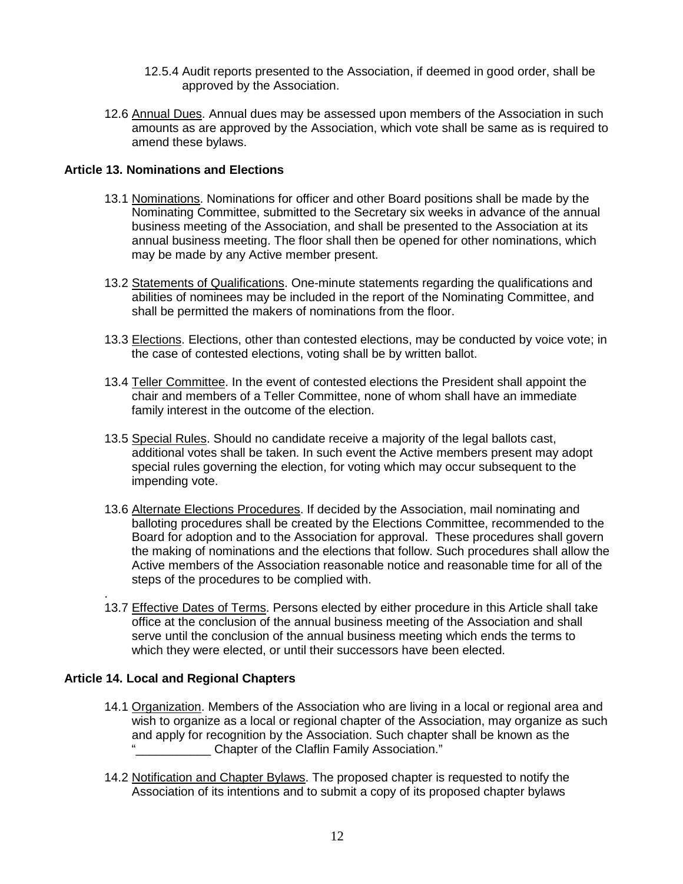12.5.4 Audit reports presented to the Association, if deemed in good order, shall be approved by the Association.

12.6 Annual Dues. Annual dues may be assessed upon members of the Association in such amounts as are approved by the Association, which vote shall be same as is required to amend these bylaws.

**Article 13. Nominations and Elections**

13.1 Nominations. Nominations for officer and other Board positions shall be made by the Nominating Committee, submitted to the Secretary six weeks in advance of the annual business meeting of the Association, and shall be presented to the Association at its annual business meeting. The floor shall then be opened for other nominations, which may be made by any Active member present.

13.2 Statements of Qualifications. One-minute statements regarding the qualifications and abilities of nominees may be included in the report of the Nominating Committee, and shall be permitted the makers of nominations from the floor.

13.3 Elections. Elections, other than contested elections, may be conducted by voice vote; in the case of contested elections, voting shall be by written ballot.

13.4 Teller Committee. In the event of contested elections the President shall appoint the chair and members of a Teller Committee, none of whom shall have an immediate family interest in the outcome of the election.

13.5 Special Rules. Should no candidate receive a majority of the legal ballots cast, additional votes shall be taken. In such event the Active members present may adopt special rules governing the election, for voting which may occur subsequent to the impending vote.

13.6 Alternate Elections Procedures. If decided by the Association, mail nominating and balloting procedures shall be created by the Elections Committee, recommended to the Board for adoption and to the Association for approval. These procedures shall govern the making of nominations and the elections that follow. Such procedures shall allow the Active members of the Association reasonable notice and reasonable time for all of the steps of the procedures to be complied with.

13.7 Effective Dates of Terms. Persons elected by either procedure in this Article shall take office at the conclusion of the annual business meeting of the Association and shall serve until the conclusion of the annual business meeting which ends the terms to which they were elected, or until their successors have been elected.

**Article 14. Local and Regional Chapters**

14.1 Organization. Members of the Association who are living in a local or regional area and wish to organize as a local or regional chapter of the Association, may organize as such and apply for recognition by the Association. Such chapter shall be known as the "___________ Chapter of the Claflin Family Association."

14.2 Notification and Chapter Bylaws. The proposed chapter is requested to notify the Association of its intentions and to submit a copy of its proposed chapter bylaws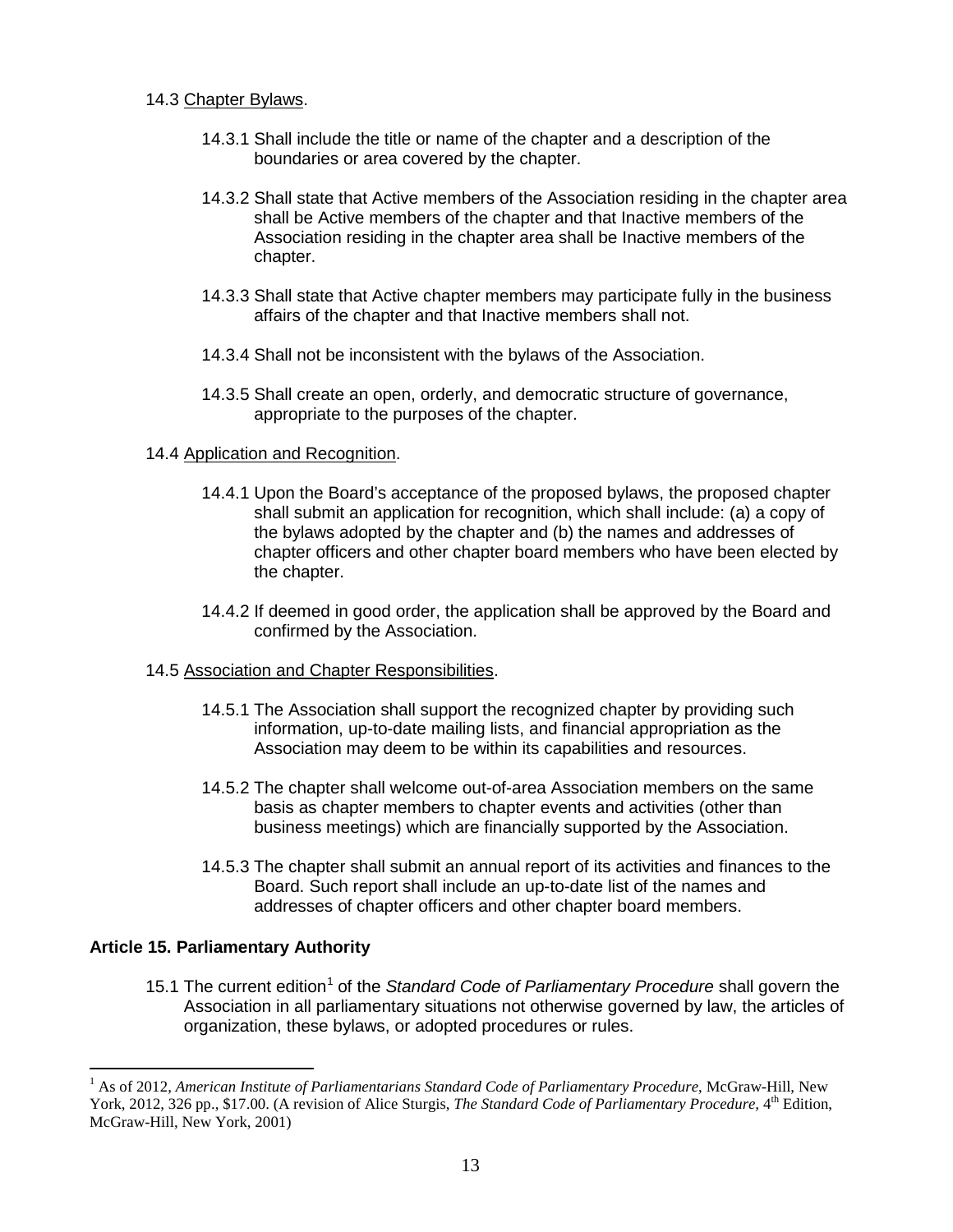14.3 Chapter Bylaws.

- 14.3.1 Shall include the title or name of the chapter and a description of the boundaries or area covered by the chapter.
- 14.3.2 Shall state that Active members of the Association residing in the chapter area shall be Active members of the chapter and that Inactive members of the Association residing in the chapter area shall be Inactive members of the chapter.
- 14.3.3 Shall state that Active chapter members may participate fully in the business affairs of the chapter and that Inactive members shall not.
- 14.3.4 Shall not be inconsistent with the bylaws of the Association.
- 14.3.5 Shall create an open, orderly, and democratic structure of governance, appropriate to the purposes of the chapter.

14.4 Application and Recognition.

- 14.4.1 Upon the Board's acceptance of the proposed bylaws, the proposed chapter shall submit an application for recognition, which shall include: (a) a copy of the bylaws adopted by the chapter and (b) the names and addresses of chapter officers and other chapter board members who have been elected by the chapter.
- 14.4.2 If deemed in good order, the application shall be approved by the Board and confirmed by the Association.

14.5 Association and Chapter Responsibilities.

- 14.5.1 The Association shall support the recognized chapter by providing such information, up-to-date mailing lists, and financial appropriation as the Association may deem to be within its capabilities and resources.
- 14.5.2 The chapter shall welcome out-of-area Association members on the same basis as chapter members to chapter events and activities (other than business meetings) which are financially supported by the Association.
- 14.5.3 The chapter shall submit an annual report of its activities and finances to the Board. Such report shall include an up-to-date list of the names and addresses of chapter officers and other chapter board members.

**Article 15. Parliamentary Authority**

15.1 The current edition[1] of the *Standard Code of Parliamentary Procedure* shall govern the Association in all parliamentary situations not otherwise governed by law, the articles of organization, these bylaws, or adopted procedures or rules.

---

[1] As of 2012, *American Institute of Parliamentarians Standard Code of Parliamentary Procedure*, McGraw-Hill, New York, 2012, 326 pp., $17.00. (A revision of Alice Sturgis, *The Standard Code of Parliamentary Procedure*, 4th Edition, McGraw-Hill, New York, 2001)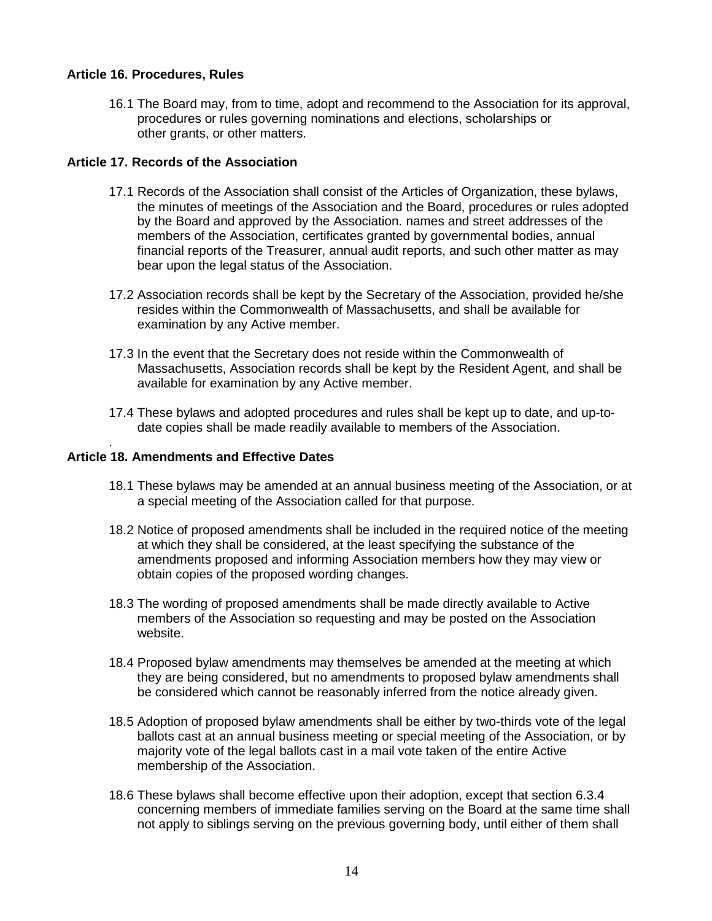**Article 16. Procedures, Rules**

16.1 The Board may, from to time, adopt and recommend to the Association for its approval, procedures or rules governing nominations and elections, scholarships or other grants, or other matters.

**Article 17. Records of the Association**

17.1 Records of the Association shall consist of the Articles of Organization, these bylaws, the minutes of meetings of the Association and the Board, procedures or rules adopted by the Board and approved by the Association. names and street addresses of the members of the Association, certificates granted by governmental bodies, annual financial reports of the Treasurer, annual audit reports, and such other matter as may bear upon the legal status of the Association.

17.2 Association records shall be kept by the Secretary of the Association, provided he/she resides within the Commonwealth of Massachusetts, and shall be available for examination by any Active member.

17.3 In the event that the Secretary does not reside within the Commonwealth of Massachusetts, Association records shall be kept by the Resident Agent, and shall be available for examination by any Active member.

17.4 These bylaws and adopted procedures and rules shall be kept up to date, and up-to-date copies shall be made readily available to members of the Association.

**Article 18. Amendments and Effective Dates**

18.1 These bylaws may be amended at an annual business meeting of the Association, or at a special meeting of the Association called for that purpose.

18.2 Notice of proposed amendments shall be included in the required notice of the meeting at which they shall be considered, at the least specifying the substance of the amendments proposed and informing Association members how they may view or obtain copies of the proposed wording changes.

18.3 The wording of proposed amendments shall be made directly available to Active members of the Association so requesting and may be posted on the Association website.

18.4 Proposed bylaw amendments may themselves be amended at the meeting at which they are being considered, but no amendments to proposed bylaw amendments shall be considered which cannot be reasonably inferred from the notice already given.

18.5 Adoption of proposed bylaw amendments shall be either by two-thirds vote of the legal ballots cast at an annual business meeting or special meeting of the Association, or by majority vote of the legal ballots cast in a mail vote taken of the entire Active membership of the Association.

18.6 These bylaws shall become effective upon their adoption, except that section 6.3.4 concerning members of immediate families serving on the Board at the same time shall not apply to siblings serving on the previous governing body, until either of them shall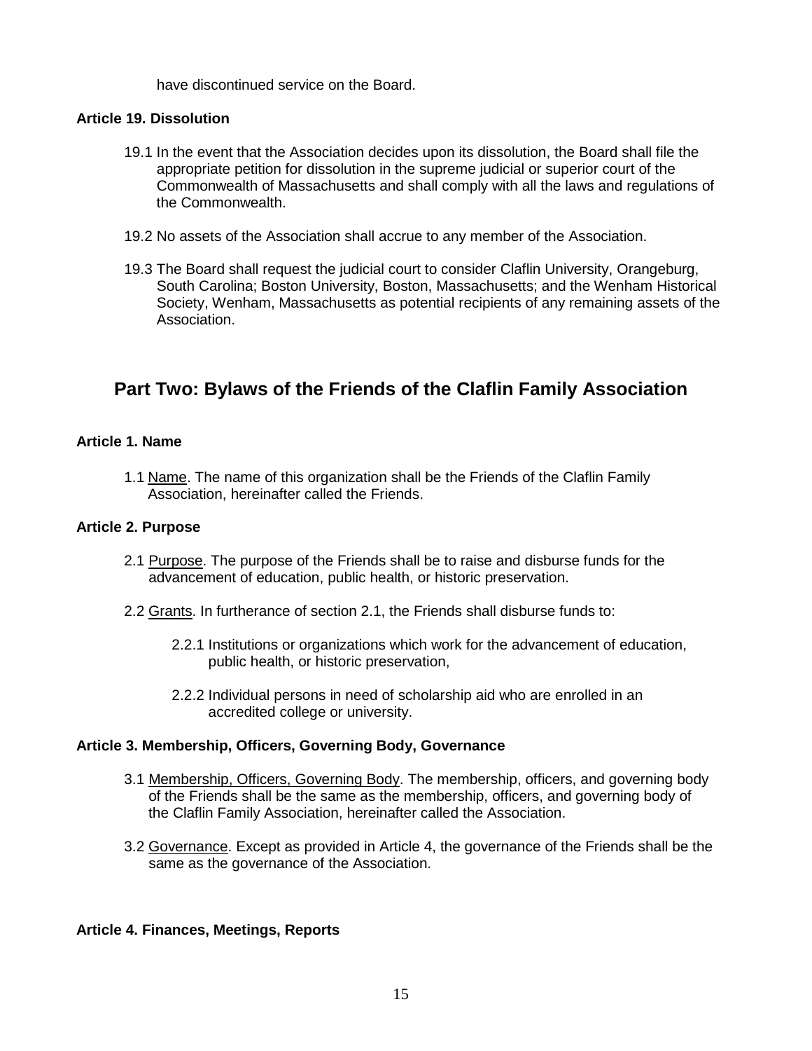have discontinued service on the Board.

**Article 19. Dissolution**

19.1 In the event that the Association decides upon its dissolution, the Board shall file the appropriate petition for dissolution in the supreme judicial or superior court of the Commonwealth of Massachusetts and shall comply with all the laws and regulations of the Commonwealth.

19.2 No assets of the Association shall accrue to any member of the Association.

19.3 The Board shall request the judicial court to consider Claflin University, Orangeburg, South Carolina; Boston University, Boston, Massachusetts; and the Wenham Historical Society, Wenham, Massachusetts as potential recipients of any remaining assets of the Association.

## Part Two: Bylaws of the Friends of the Claflin Family Association

**Article 1. Name**

1.1 Name. The name of this organization shall be the Friends of the Claflin Family Association, hereinafter called the Friends.

**Article 2. Purpose**

2.1 Purpose. The purpose of the Friends shall be to raise and disburse funds for the advancement of education, public health, or historic preservation.

2.2 Grants. In furtherance of section 2.1, the Friends shall disburse funds to:

2.2.1 Institutions or organizations which work for the advancement of education, public health, or historic preservation,

2.2.2 Individual persons in need of scholarship aid who are enrolled in an accredited college or university.

**Article 3. Membership, Officers, Governing Body, Governance**

3.1 Membership, Officers, Governing Body. The membership, officers, and governing body of the Friends shall be the same as the membership, officers, and governing body of the Claflin Family Association, hereinafter called the Association.

3.2 Governance. Except as provided in Article 4, the governance of the Friends shall be the same as the governance of the Association.

**Article 4. Finances, Meetings, Reports**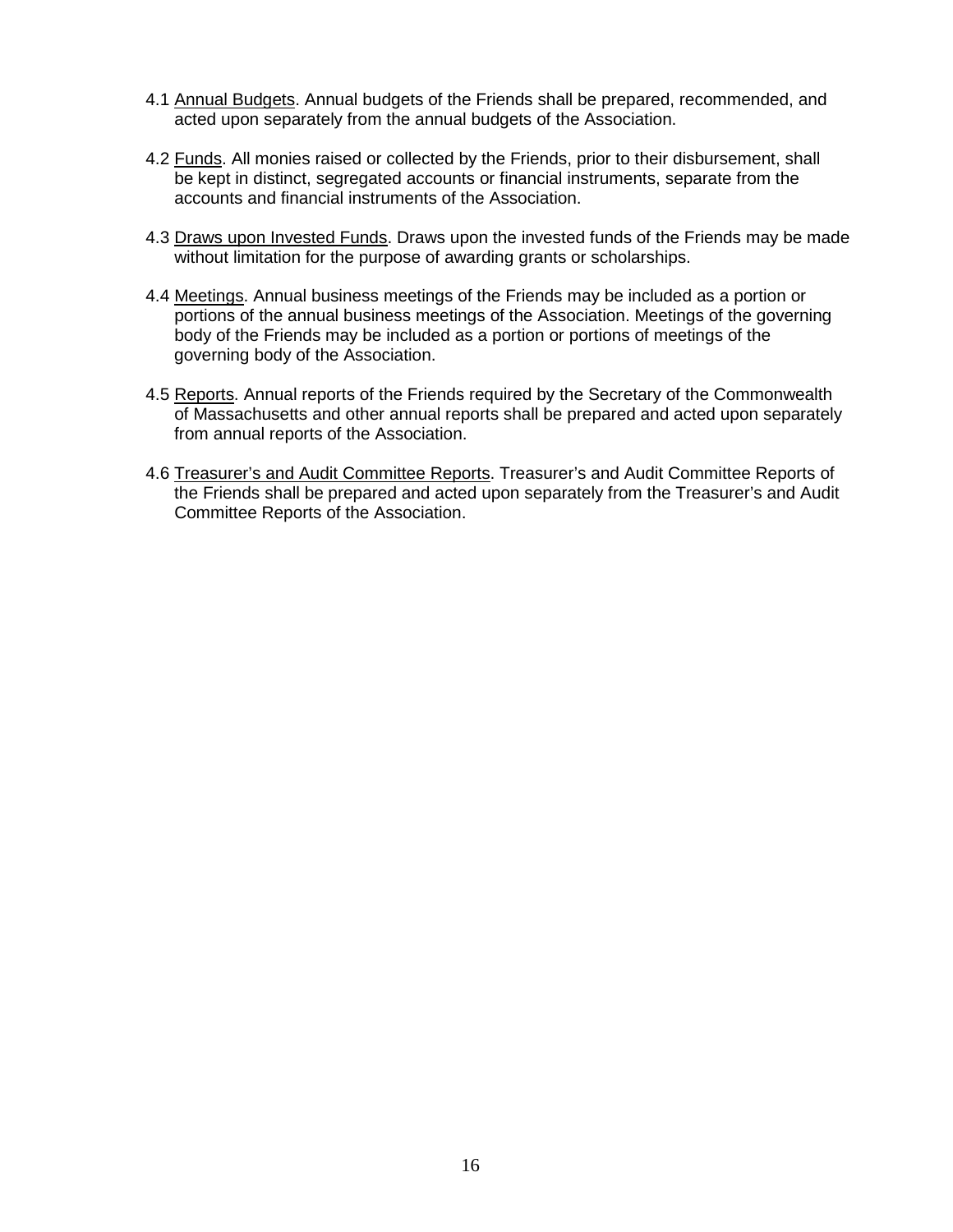4.1 Annual Budgets. Annual budgets of the Friends shall be prepared, recommended, and acted upon separately from the annual budgets of the Association.

4.2 Funds. All monies raised or collected by the Friends, prior to their disbursement, shall be kept in distinct, segregated accounts or financial instruments, separate from the accounts and financial instruments of the Association.

4.3 Draws upon Invested Funds. Draws upon the invested funds of the Friends may be made without limitation for the purpose of awarding grants or scholarships.

4.4 Meetings. Annual business meetings of the Friends may be included as a portion or portions of the annual business meetings of the Association. Meetings of the governing body of the Friends may be included as a portion or portions of meetings of the governing body of the Association.

4.5 Reports. Annual reports of the Friends required by the Secretary of the Commonwealth of Massachusetts and other annual reports shall be prepared and acted upon separately from annual reports of the Association.

4.6 Treasurer's and Audit Committee Reports. Treasurer's and Audit Committee Reports of the Friends shall be prepared and acted upon separately from the Treasurer's and Audit Committee Reports of the Association.